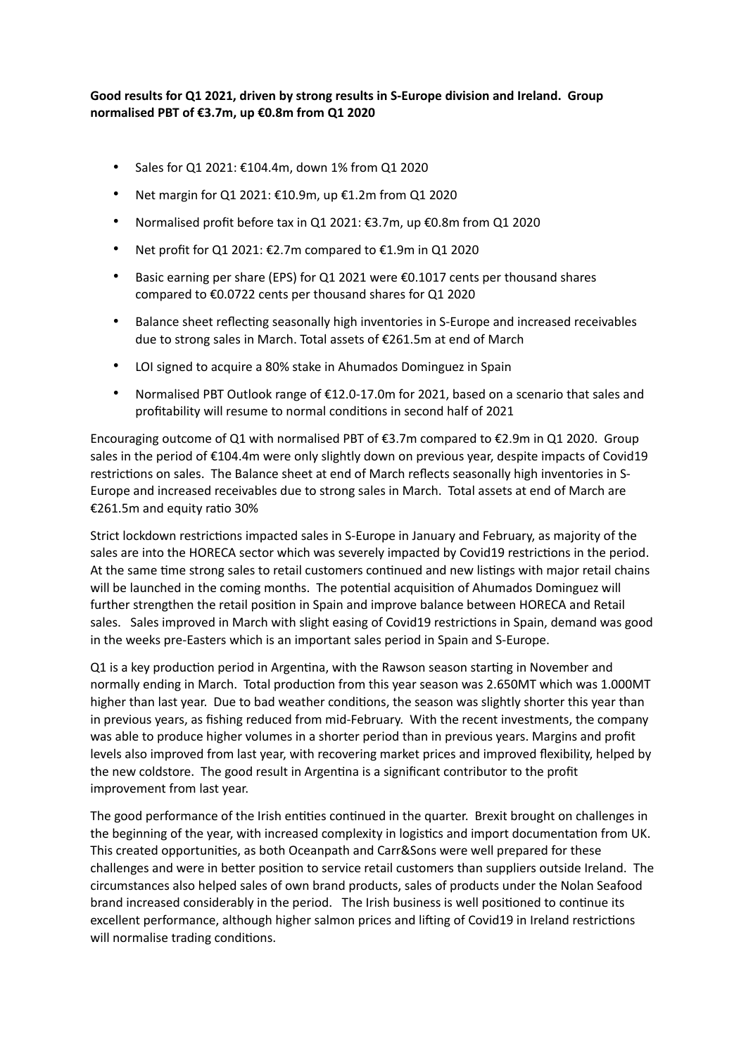**Good results for Q1 2021, driven by strong results in S-Europe division and Ireland. Group normalised PBT of €3.7m, up €0.8m from Q1 2020**

- Sales for Q1 2021: €104.4m, down 1% from Q1 2020
- Net margin for Q1 2021: €10.9m, up €1.2m from Q1 2020
- Normalised profit before tax in Q1 2021: €3.7m, up €0.8m from Q1 2020
- Net profit for Q1 2021: €2.7m compared to €1.9m in Q1 2020
- Basic earning per share (EPS) for Q1 2021 were €0.1017 cents per thousand shares compared to €0.0722 cents per thousand shares for Q1 2020
- Balance sheet reflecting seasonally high inventories in S-Europe and increased receivables due to strong sales in March. Total assets of €261.5m at end of March
- LOI signed to acquire a 80% stake in Ahumados Dominguez in Spain
- Normalised PBT Outlook range of €12.0-17.0m for 2021, based on a scenario that sales and profitability will resume to normal conditions in second half of 2021

Encouraging outcome of Q1 with normalised PBT of €3.7m compared to €2.9m in Q1 2020. Group sales in the period of €104.4m were only slightly down on previous year, despite impacts of Covid19 restrictions on sales. The Balance sheet at end of March reflects seasonally high inventories in S-Europe and increased receivables due to strong sales in March. Total assets at end of March are €261.5m and equity ratio 30%

Strict lockdown restrictions impacted sales in S-Europe in January and February, as majority of the sales are into the HORECA sector which was severely impacted by Covid19 restrictions in the period. At the same time strong sales to retail customers continued and new listings with major retail chains will be launched in the coming months. The potential acquisition of Ahumados Dominguez will further strengthen the retail position in Spain and improve balance between HORECA and Retail sales. Sales improved in March with slight easing of Covid19 restrictions in Spain, demand was good in the weeks pre-Easters which is an important sales period in Spain and S-Europe.

Q1 is a key production period in Argentina, with the Rawson season starting in November and normally ending in March. Total production from this year season was 2.650MT which was 1.000MT higher than last year. Due to bad weather conditions, the season was slightly shorter this year than in previous years, as fishing reduced from mid-February. With the recent investments, the company was able to produce higher volumes in a shorter period than in previous years. Margins and profit levels also improved from last year, with recovering market prices and improved flexibility, helped by the new coldstore. The good result in Argentina is a significant contributor to the profit improvement from last year.

The good performance of the Irish entities continued in the quarter. Brexit brought on challenges in the beginning of the year, with increased complexity in logistics and import documentation from UK. This created opportunities, as both Oceanpath and Carr&Sons were well prepared for these challenges and were in better position to service retail customers than suppliers outside Ireland. The circumstances also helped sales of own brand products, sales of products under the Nolan Seafood brand increased considerably in the period. The Irish business is well positioned to continue its excellent performance, although higher salmon prices and lifting of Covid19 in Ireland restrictions will normalise trading conditions.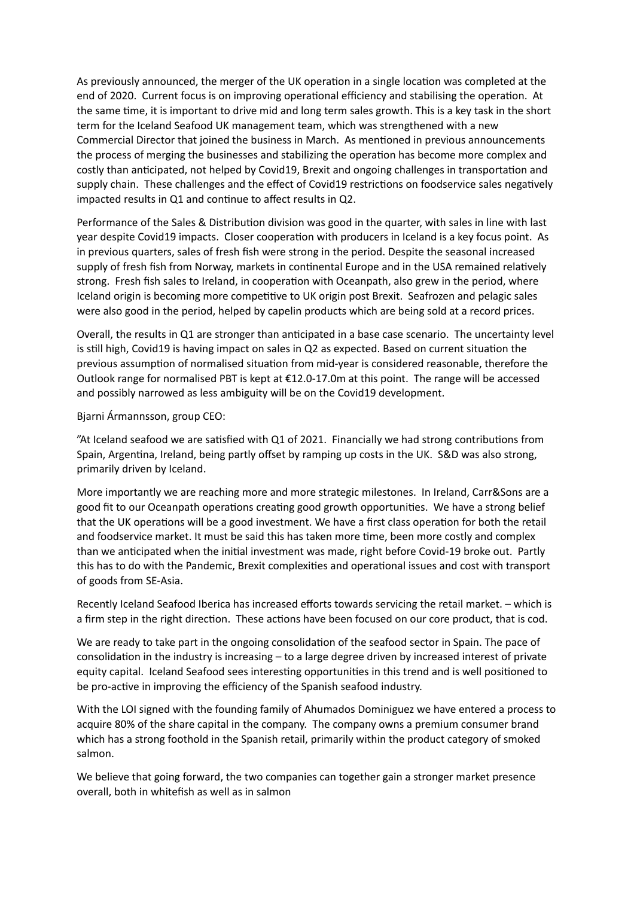As previously announced, the merger of the UK operation in a single location was completed at the end of 2020. Current focus is on improving operational efficiency and stabilising the operation. At the same time, it is important to drive mid and long term sales growth. This is a key task in the short term for the Iceland Seafood UK management team, which was strengthened with a new Commercial Director that joined the business in March. As mentioned in previous announcements the process of merging the businesses and stabilizing the operation has become more complex and costly than anticipated, not helped by Covid19, Brexit and ongoing challenges in transportation and supply chain. These challenges and the effect of Covid19 restrictions on foodservice sales negatively impacted results in Q1 and continue to affect results in Q2.

Performance of the Sales & Distribution division was good in the quarter, with sales in line with last year despite Covid19 impacts. Closer cooperation with producers in Iceland is a key focus point. As in previous quarters, sales of fresh fish were strong in the period. Despite the seasonal increased supply of fresh fish from Norway, markets in continental Europe and in the USA remained relatively strong. Fresh fish sales to Ireland, in cooperation with Oceanpath, also grew in the period, where Iceland origin is becoming more competitive to UK origin post Brexit. Seafrozen and pelagic sales were also good in the period, helped by capelin products which are being sold at a record prices.

Overall, the results in Q1 are stronger than anticipated in a base case scenario. The uncertainty level is still high, Covid19 is having impact on sales in Q2 as expected. Based on current situation the previous assumption of normalised situation from mid-year is considered reasonable, therefore the Outlook range for normalised PBT is kept at €12.0-17.0m at this point. The range will be accessed and possibly narrowed as less ambiguity will be on the Covid19 development.

Bjarni Ármannsson, group CEO:

"At Iceland seafood we are satisfied with Q1 of 2021. Financially we had strong contributions from Spain, Argentina, Ireland, being partly offset by ramping up costs in the UK. S&D was also strong, primarily driven by Iceland.

More importantly we are reaching more and more strategic milestones. In Ireland, Carr&Sons are a good fit to our Oceanpath operations creating good growth opportunities. We have a strong belief that the UK operations will be a good investment. We have a first class operation for both the retail and foodservice market. It must be said this has taken more time, been more costly and complex than we anticipated when the initial investment was made, right before Covid-19 broke out. Partly this has to do with the Pandemic, Brexit complexities and operational issues and cost with transport of goods from SE-Asia.

Recently Iceland Seafood Iberica has increased efforts towards servicing the retail market. – which is a firm step in the right direction. These actions have been focused on our core product, that is cod.

We are ready to take part in the ongoing consolidation of the seafood sector in Spain. The pace of consolidation in the industry is increasing – to a large degree driven by increased interest of private equity capital. Iceland Seafood sees interesting opportunities in this trend and is well positioned to be pro-active in improving the efficiency of the Spanish seafood industry.

With the LOI signed with the founding family of Ahumados Dominiguez we have entered a process to acquire 80% of the share capital in the company. The company owns a premium consumer brand which has a strong foothold in the Spanish retail, primarily within the product category of smoked salmon.

We believe that going forward, the two companies can together gain a stronger market presence overall, both in whitefish as well as in salmon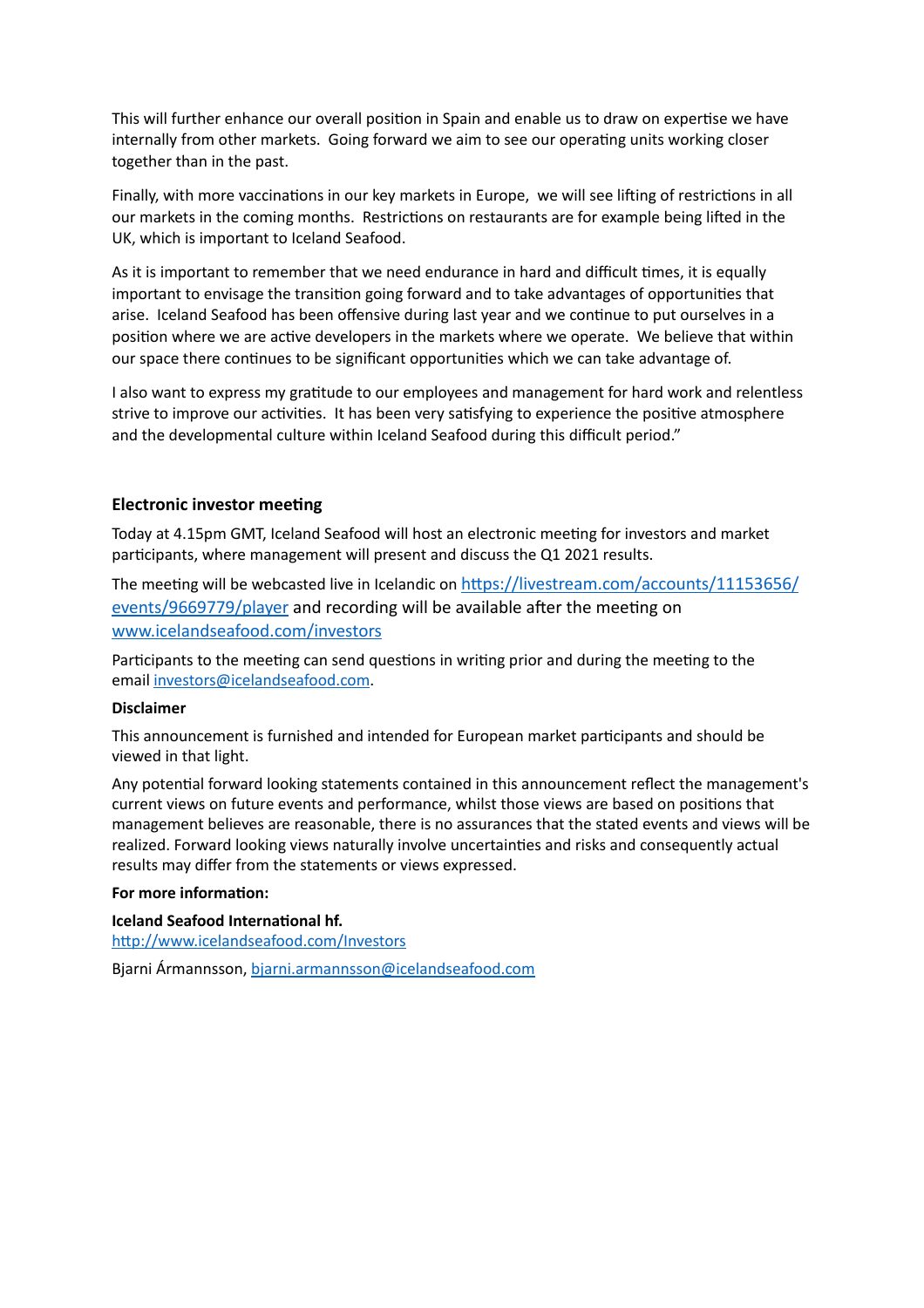This will further enhance our overall position in Spain and enable us to draw on expertise we have internally from other markets. Going forward we aim to see our operating units working closer together than in the past.

Finally, with more vaccinations in our key markets in Europe, we will see lifting of restrictions in all our markets in the coming months. Restrictions on restaurants are for example being lifted in the UK, which is important to Iceland Seafood.

As it is important to remember that we need endurance in hard and difficult times, it is equally important to envisage the transition going forward and to take advantages of opportunities that arise. Iceland Seafood has been offensive during last year and we continue to put ourselves in a position where we are active developers in the markets where we operate. We believe that within our space there continues to be significant opportunities which we can take advantage of.

I also want to express my gratitude to our employees and management for hard work and relentless strive to improve our activities. It has been very satisfying to experience the positive atmosphere and the developmental culture within Iceland Seafood during this difficult period."

## Electronic investor meeting

Today at 4.15pm GMT, Iceland Seafood will host an electronic meeting for investors and market participants, where management will present and discuss the Q1 2021 results.

The meeting will be webcasted live in Icelandic on [https://livestream.com/accounts/11153656/events/9669779/player](https://livestream.com/accounts/11153656/events/9669779/player) and recording will be available after the meeting on [www.icelandseafood.com/investors](www.icelandseafood.com/investors)

Participants to the meeting can send questions in writing prior and during the meeting to the email [investors@icelandseafood.com](mailto:investors@icelandseafood.com).

**Disclaimer**

This announcement is furnished and intended for European market participants and should be viewed in that light.

Any potential forward looking statements contained in this announcement reflect the management's current views on future events and performance, whilst those views are based on positions that management believes are reasonable, there is no assurances that the stated events and views will be realized. Forward looking views naturally involve uncertainties and risks and consequently actual results may differ from the statements or views expressed.

**For more information:**

**Iceland Seafood International hf.**
[http://www.icelandseafood.com/Investors](http://www.icelandseafood.com/Investors)

Bjarni Ármannsson, [bjarni.armannsson@icelandseafood.com](mailto:bjarni.armannsson@icelandseafood.com)